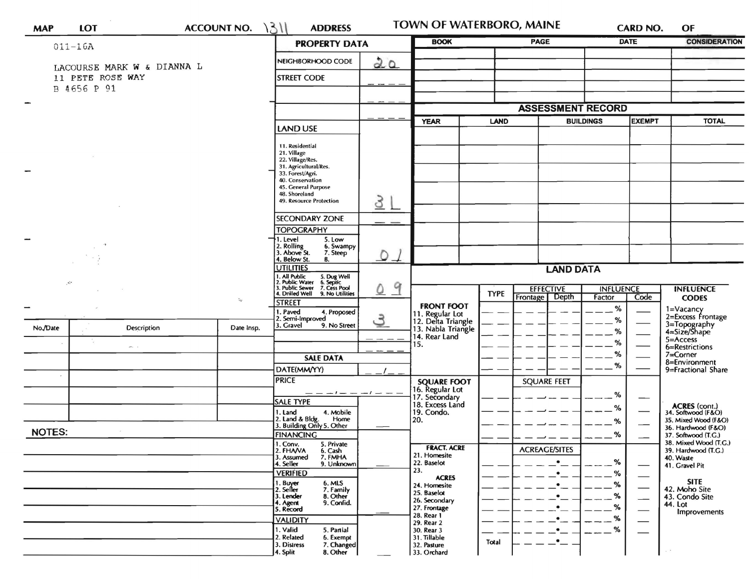| MAP | LOT | ACCOUNT NO. 1311 | ADDRESS | TOWN OF WATERBORO, MAINE | CARD NO. | OF |
|---|---|---|---|---|---|---|

011-16A

LACOURSE MARK W & DIANNA L
11 PETE ROSE WAY
B 4656 P 91

## PROPERTY DATA

| | |
|---|---|
| NEIGHBORHOOD CODE | 20 |
| STREET CODE | _ _ _ _ |
| | _ _ _ _ |
| | _ _ _ _ |
| LAND USE<br>11. Residential<br>21. Village<br>22. Village/Res.<br>31. Agricultural/Res.<br>33. Forest/Agri.<br>40. Conservation<br>45. General Purpose<br>48. Shoreland<br>49. Resource Protection | 31 |
| SECONDARY ZONE | _ _ |
| TOPOGRAPHY<br>1. Level 5. Low<br>2. Rolling 6. Swampy<br>3. Above St. 7. Steep<br>4. Below St. 8. | 01 |
| UTILITIES<br>1. All Public 5. Dug Well<br>2. Public Water 6. Septic<br>3. Public Sewer 7. Cess Pool<br>4. Drilled Well 9. No Utilities | 09 |
| STREET<br>1. Paved 4. Proposed<br>2. Semi-Improved<br>3. Gravel 9. No Street | 3 |
| | _ _ _ _ |
| | _ _ _ _ |

## SALE DATA

| | |
|---|---|
| DATE(MM/YY) | _ _/_ _ |
| PRICE | _ _ _/_ _ _/_ _ _ |
| SALE TYPE<br>1. Land 4. Mobile<br>2. Land & Bldg. Home<br>3. Building Only 5. Other | |
| FINANCING<br>1. Conv. 5. Private<br>2. FHA/VA 6. Cash<br>3. Assumed 7. FMHA<br>4. Seller 9. Unknown | |
| VERIFIED<br>1. Buyer 6. MLS<br>2. Seller 7. Family<br>3. Lender 8. Other<br>4. Agent 9. Confid.<br>5. Record | |
| VALIDITY<br>1. Valid 5. Partial<br>2. Related 6. Exempt<br>3. Distress 7. Changed<br>4. Split 8. Other | |

| BOOK | PAGE | DATE | CONSIDERATION |
|---|---|---|---|
| | | | |
| | | | |
| | | | |
| | | | |

## ASSESSMENT RECORD

| YEAR | LAND | BUILDINGS | EXEMPT | TOTAL |
|---|---|---|---|---|
| | | | | |
| | | | | |
| | | | | |
| | | | | |
| | | | | |
| | | | | |
| | | | | |

| No./Date | Description | Date Insp. |
|---|---|---|
| | | |
| | | |
| | | |
| | | |
| | | |

NOTES:

## LAND DATA

| | TYPE | EFFECTIVE Frontage | EFFECTIVE Depth | INFLUENCE Factor | INFLUENCE Code |
|---|---|---|---|---|---|
| **FRONT FOOT** | | | | | |
| 11. Regular Lot | | | | % | |
| 12. Delta Triangle | | | | % | |
| 13. Nabla Triangle | | | | % | |
| 14. Rear Land | | | | % | |
| 15. | | | | % | |
| | | | | % | |
| **SQUARE FOOT** | | SQUARE FEET | | | |
| 16. Regular Lot | | | | % | |
| 17. Secondary | | | | % | |
| 18. Excess Land | | | | % | |
| 19. Condo. | | | | % | |
| 20. | | | | | |
| **FRACT. ACRE** | | ACREAGE/SITES | | | |
| 21. Homesite | | | | % | |
| 22. Baselot | | | | % | |
| 23. | | | | % | |
| **ACRES** | | | | | |
| 24. Homesite | | | | % | |
| 25. Baselot | | | | % | |
| 26. Secondary | | | | % | |
| 27. Frontage | | | | % | |
| 28. Rear 1 | | | | % | |
| 29. Rear 2 | | | | % | |
| 30. Rear 3 | | | | | |
| 31. Tillable | Total | | | | |
| 32. Pasture | | | | | |
| 33. Orchard | | | | | |

**INFLUENCE CODES**
1=Vacancy
2=Excess Frontage
3=Topography
4=Size/Shape
5=Access
6=Restrictions
7=Corner
8=Environment
9=Fractional Share

**ACRES (cont.)**
34. Softwood (F&O)
35. Mixed Wood (F&O)
36. Hardwood (F&O)
37. Softwood (T.G.)
38. Mixed Wood (T.G.)
39. Hardwood (T.G.)
40. Waste
41. Gravel Pit

**SITE**
42. Moho Site
43. Condo Site
44. Lot Improvements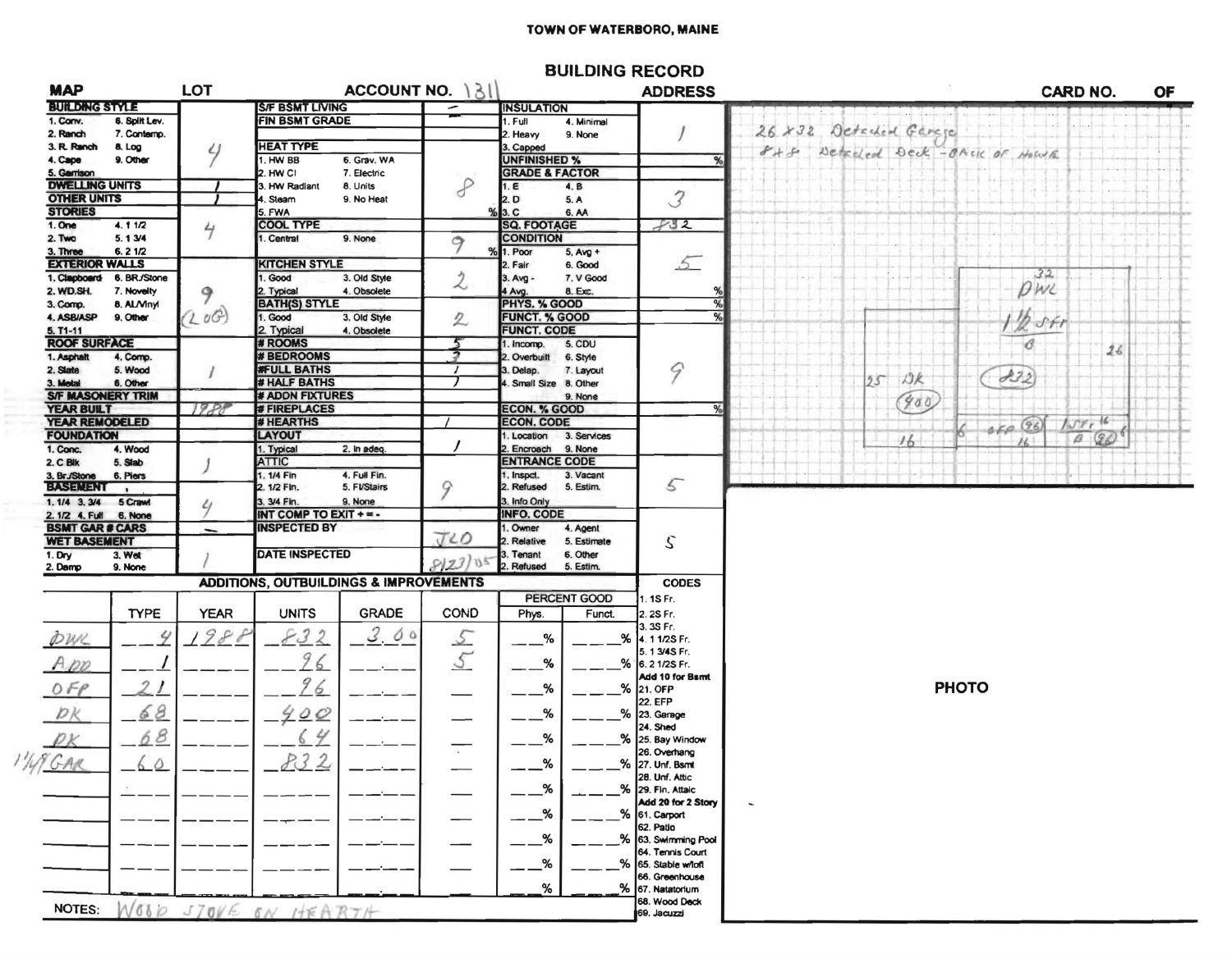# TOWN OF WATERBORO, MAINE

## BUILDING RECORD

**MAP** | **LOT** | **ACCOUNT NO.** 1311 | **ADDRESS** | **CARD NO.** | **OF**

| BUILDING STYLE | | S/F BSMT LIVING | – | INSULATION | |
|---|---|---|---|---|---|
| 1. Conv. 6. Split Lev. | | FIN BSMT GRADE | – | 1. Full 4. Minimal | |
| 2. Ranch 7. Contemp. | | | | 2. Heavy 9. None | 1 |
| 3. R. Ranch 8. Log | 4 | HEAT TYPE | | 3. Capped | |
| 4. Cape 9. Other | | 1. HW BB 6. Grav. WA | | UNFINISHED % | % |
| 5. Garrison | | 2. HW CI 7. Electric | | GRADE & FACTOR | |
| DWELLING UNITS | 1 | 3. HW Radiant 8. Units | 8 | 1. E 4. B | |
| OTHER UNITS | 1 | 4. Steam 9. No Heat | | 2. D 5. A | 3 |
| STORIES | | 5. FWA | % | 3. C 6. AA | |
| 1. One 4. 1 1/2 | 4 | COOL TYPE | | SQ. FOOTAGE | 832 |
| 2. Two 5. 1 3/4 | | 1. Central 9. None | 9 % | CONDITION | |
| 3. Three 6. 2 1/2 | | | | 1. Poor 5. Avg + | 5 |
| EXTERIOR WALLS | | KITCHEN STYLE | | 2. Fair 6. Good | |
| 1. Clapboard 6. BR./Stone | | 1. Good 3. Old Style | 2 | 3. Avg - 7. V Good | |
| 2. WD.SH. 7. Novelty | 9 | 2. Typical 4. Obsolete | | 4. Avg. 8. Exc. | % |
| 3. Comp. 8. AL/Vinyl | (LOG) | BATH(S) STYLE | | PHYS. % GOOD | % |
| 4. ASB/ASP 9. Other | | 1. Good 3. Old Style | 2 | FUNCT. % GOOD | % |
| 5. T1-11 | | 2. Typical 4. Obsolete | | FUNCT. CODE | |
| ROOF SURFACE | | # ROOMS | 5 | 1. Incomp. 5. CDU | |
| 1. Asphalt 4. Comp. | | # BEDROOMS | 3 | 2. Overbuilt 6. Style | |
| 2. Slate 5. Wood | 1 | #FULL BATHS | 1 | 3. Delap. 7. Layout | 9 |
| 3. Metal 6. Other | | # HALF BATHS | 1 | 4. Small Size 8. Other | |
| S/F MASONERY TRIM | | # ADDON FIXTURES | | 9. None | |
| YEAR BUILT | 1988 | # FIREPLACES | | ECON. % GOOD | % |
| YEAR REMODELED | | # HEARTHS | 1 | ECON. CODE | |
| FOUNDATION | | LAYOUT | | 1. Location 3. Services | |
| 1. Conc. 4. Wood | | 1. Typical 2. In adeq. | 1 | 2. Encroach 9. None | |
| 2. C Blk 5. Slab | 1 | ATTIC | | ENTRANCE CODE | |
| 3. Br./Stone 6. Piers | | 1. 1/4 Fin 4. Full Fin. | | 1. Inspct. 3. Vacant | |
| BASEMENT | | 2. 1/2 Fin. 5. Fl/Stairs | 9 | 2. Refused 5. Estim. | 5 |
| 1. 1/4 3. 3/4 5 Crawl | 4 | 3. 3/4 Fin. 9. None | | 3. Info Only | |
| 2. 1/2 4. Full 6. None | | INT COMP TO EXIT + = - | | INFO. CODE | |
| BSMT GAR # CARS | – | INSPECTED BY | JLO | 1. Owner 4. Agent | |
| WET BASEMENT | | | | 2. Relative 5. Estimate | 5 |
| 1. Dry 3. Wet | 1 | DATE INSPECTED | 8/23/05 | 3. Tenant 6. Other | |
| 2. Damp 9. None | | | | 2. Refused 6. Estim. | |

26 x 32 Detached Garage
8 x 8 Detached Deck - BACK OF HOUSE

32
DWL
1½ SFr
8
26
25 DK
(400)
(832)
16
6 OFP (96) 16
16 1 SFr 6 (96)

### ADDITIONS, OUTBUILDINGS & IMPROVEMENTS

| | TYPE | YEAR | UNITS | GRADE | COND | PERCENT GOOD Phys. | PERCENT GOOD Funct. |
|---|---|---|---|---|---|---|---|
| DWL | 4 | 1988 | 832 | 3.00 | 5 | % | % |
| ADD | 1 | | 96 | | 5 | % | % |
| OFP | 21 | | 96 | | | % | % |
| DK | 68 | | 400 | | | % | % |
| DK | 68 | | 64 | | | % | % |
| 1½/GAR | 60 | | 832 | | | % | % |
| | | | | | | % | % |
| | | | | | | % | % |
| | | | | | | % | % |
| | | | | | | % | % |
| | | | | | | % | % |

**CODES**
1. 1S Fr.
2. 2S Fr.
3. 3S Fr.
4. 1 1/2S Fr.
5. 1 3/4S Fr.
6. 2 1/2S Fr.
Add 10 for Bsmt
21. OFP
22. EFP
23. Garage
24. Shed
25. Bay Window
26. Overhang
27. Unf. Bsmt
28. Unf. Attic
29. Fin. Attaic
Add 20 for 2 Story
61. Carport
62. Patio
63. Swimming Pool
64. Tennis Court
65. Stable w/loft
66. Greenhouse
67. Natatorium
68. Wood Deck
69. Jacuzzi

**PHOTO**

NOTES: WOOD STOVE ON HEARTH